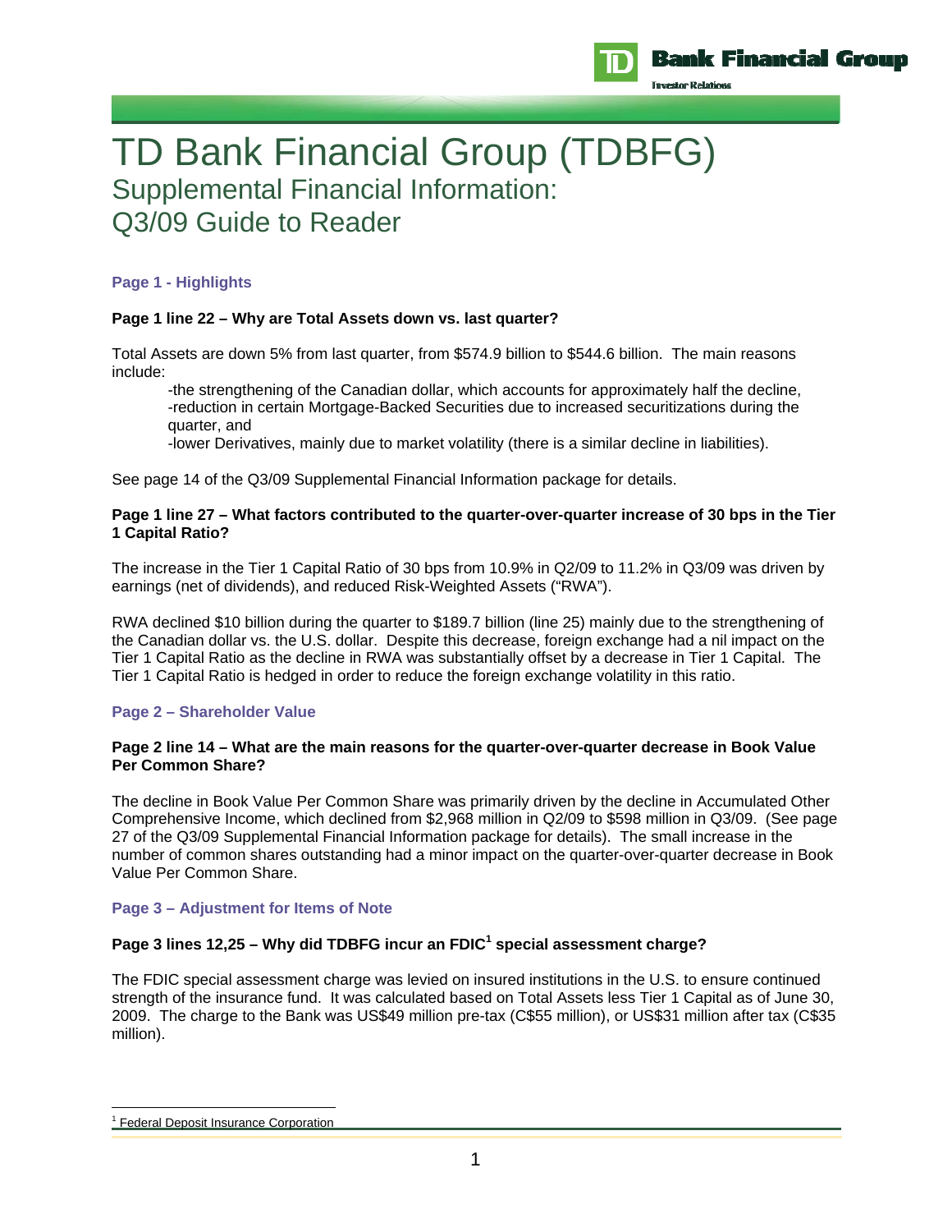# TD Bank Financial Group (TDBFG)

## Supplemental Financial Information: Q3/09 Guide to Reader

### Page 1 - Highlights

**Page 1 line 22 – Why are Total Assets down vs. last quarter?**

Total Assets are down 5% from last quarter, from $574.9 billion to $544.6 billion. The main reasons include:

- the strengthening of the Canadian dollar, which accounts for approximately half the decline,
- reduction in certain Mortgage-Backed Securities due to increased securitizations during the quarter, and
- lower Derivatives, mainly due to market volatility (there is a similar decline in liabilities).

See page 14 of the Q3/09 Supplemental Financial Information package for details.

**Page 1 line 27 – What factors contributed to the quarter-over-quarter increase of 30 bps in the Tier 1 Capital Ratio?**

The increase in the Tier 1 Capital Ratio of 30 bps from 10.9% in Q2/09 to 11.2% in Q3/09 was driven by earnings (net of dividends), and reduced Risk-Weighted Assets ("RWA").

RWA declined $10 billion during the quarter to $189.7 billion (line 25) mainly due to the strengthening of the Canadian dollar vs. the U.S. dollar. Despite this decrease, foreign exchange had a nil impact on the Tier 1 Capital Ratio as the decline in RWA was substantially offset by a decrease in Tier 1 Capital. The Tier 1 Capital Ratio is hedged in order to reduce the foreign exchange volatility in this ratio.

### Page 2 – Shareholder Value

**Page 2 line 14 – What are the main reasons for the quarter-over-quarter decrease in Book Value Per Common Share?**

The decline in Book Value Per Common Share was primarily driven by the decline in Accumulated Other Comprehensive Income, which declined from $2,968 million in Q2/09 to $598 million in Q3/09. (See page 27 of the Q3/09 Supplemental Financial Information package for details). The small increase in the number of common shares outstanding had a minor impact on the quarter-over-quarter decrease in Book Value Per Common Share.

### Page 3 – Adjustment for Items of Note

**Page 3 lines 12,25 – Why did TDBFG incur an FDIC[1] special assessment charge?**

The FDIC special assessment charge was levied on insured institutions in the U.S. to ensure continued strength of the insurance fund. It was calculated based on Total Assets less Tier 1 Capital as of June 30, 2009. The charge to the Bank was US$49 million pre-tax (C$55 million), or US$31 million after tax (C$35 million).

[1] Federal Deposit Insurance Corporation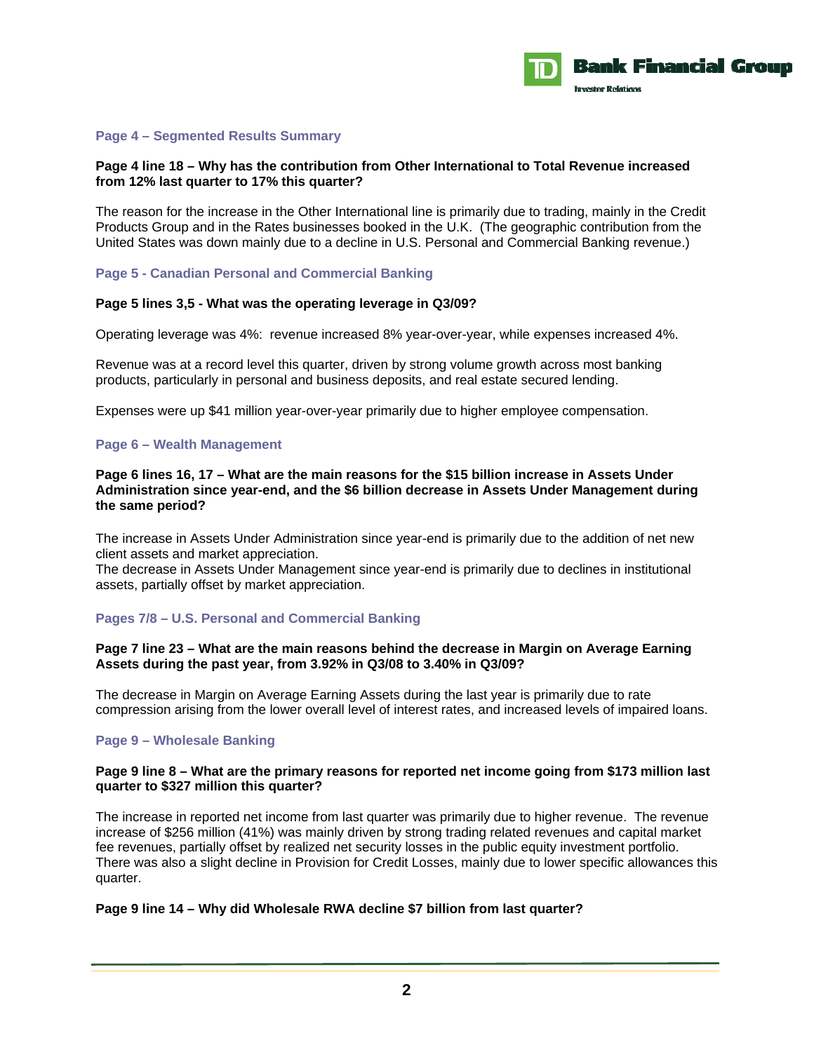## Page 4 – Segmented Results Summary

**Page 4 line 18 – Why has the contribution from Other International to Total Revenue increased from 12% last quarter to 17% this quarter?**

The reason for the increase in the Other International line is primarily due to trading, mainly in the Credit Products Group and in the Rates businesses booked in the U.K. (The geographic contribution from the United States was down mainly due to a decline in U.S. Personal and Commercial Banking revenue.)

## Page 5 - Canadian Personal and Commercial Banking

**Page 5 lines 3,5 - What was the operating leverage in Q3/09?**

Operating leverage was 4%: revenue increased 8% year-over-year, while expenses increased 4%.

Revenue was at a record level this quarter, driven by strong volume growth across most banking products, particularly in personal and business deposits, and real estate secured lending.

Expenses were up $41 million year-over-year primarily due to higher employee compensation.

## Page 6 – Wealth Management

**Page 6 lines 16, 17 – What are the main reasons for the $15 billion increase in Assets Under Administration since year-end, and the $6 billion decrease in Assets Under Management during the same period?**

The increase in Assets Under Administration since year-end is primarily due to the addition of net new client assets and market appreciation.
The decrease in Assets Under Management since year-end is primarily due to declines in institutional assets, partially offset by market appreciation.

## Pages 7/8 – U.S. Personal and Commercial Banking

**Page 7 line 23 – What are the main reasons behind the decrease in Margin on Average Earning Assets during the past year, from 3.92% in Q3/08 to 3.40% in Q3/09?**

The decrease in Margin on Average Earning Assets during the last year is primarily due to rate compression arising from the lower overall level of interest rates, and increased levels of impaired loans.

## Page 9 – Wholesale Banking

**Page 9 line 8 – What are the primary reasons for reported net income going from $173 million last quarter to $327 million this quarter?**

The increase in reported net income from last quarter was primarily due to higher revenue. The revenue increase of $256 million (41%) was mainly driven by strong trading related revenues and capital market fee revenues, partially offset by realized net security losses in the public equity investment portfolio. There was also a slight decline in Provision for Credit Losses, mainly due to lower specific allowances this quarter.

**Page 9 line 14 – Why did Wholesale RWA decline $7 billion from last quarter?**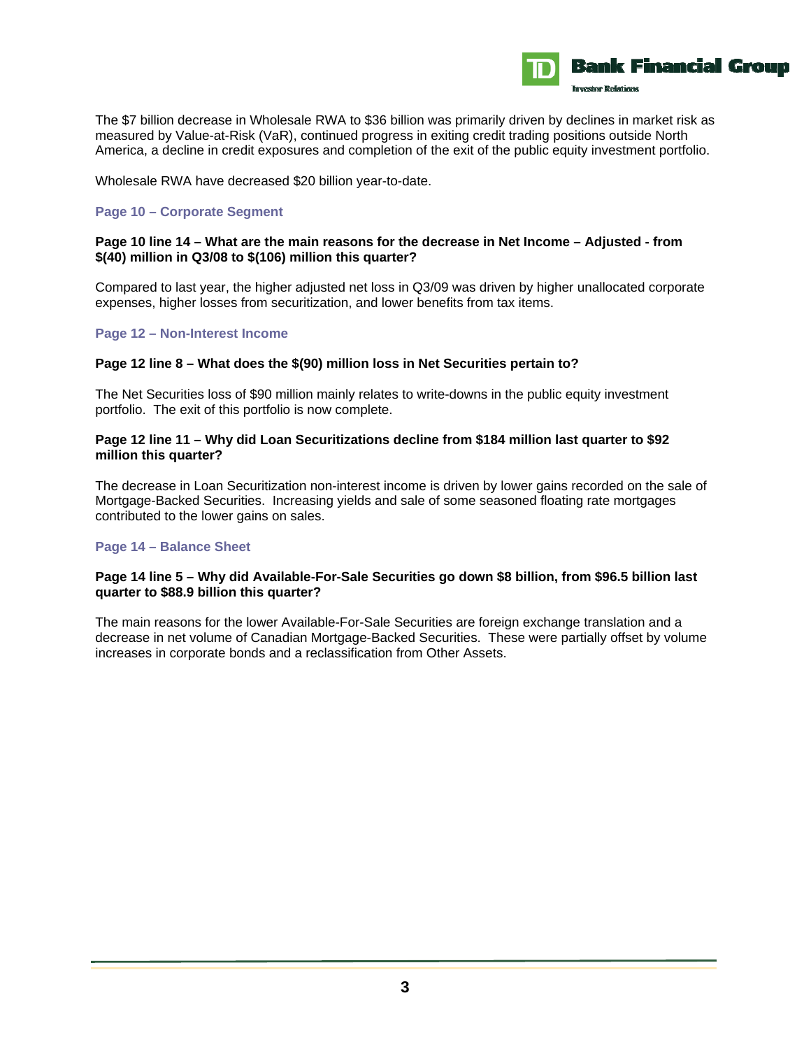The $7 billion decrease in Wholesale RWA to $36 billion was primarily driven by declines in market risk as measured by Value-at-Risk (VaR), continued progress in exiting credit trading positions outside North America, a decline in credit exposures and completion of the exit of the public equity investment portfolio.

Wholesale RWA have decreased $20 billion year-to-date.

### Page 10 – Corporate Segment

**Page 10 line 14 – What are the main reasons for the decrease in Net Income – Adjusted - from $(40) million in Q3/08 to $(106) million this quarter?**

Compared to last year, the higher adjusted net loss in Q3/09 was driven by higher unallocated corporate expenses, higher losses from securitization, and lower benefits from tax items.

### Page 12 – Non-Interest Income

**Page 12 line 8 – What does the $(90) million loss in Net Securities pertain to?**

The Net Securities loss of $90 million mainly relates to write-downs in the public equity investment portfolio. The exit of this portfolio is now complete.

**Page 12 line 11 – Why did Loan Securitizations decline from $184 million last quarter to $92 million this quarter?**

The decrease in Loan Securitization non-interest income is driven by lower gains recorded on the sale of Mortgage-Backed Securities. Increasing yields and sale of some seasoned floating rate mortgages contributed to the lower gains on sales.

### Page 14 – Balance Sheet

**Page 14 line 5 – Why did Available-For-Sale Securities go down $8 billion, from $96.5 billion last quarter to $88.9 billion this quarter?**

The main reasons for the lower Available-For-Sale Securities are foreign exchange translation and a decrease in net volume of Canadian Mortgage-Backed Securities. These were partially offset by volume increases in corporate bonds and a reclassification from Other Assets.